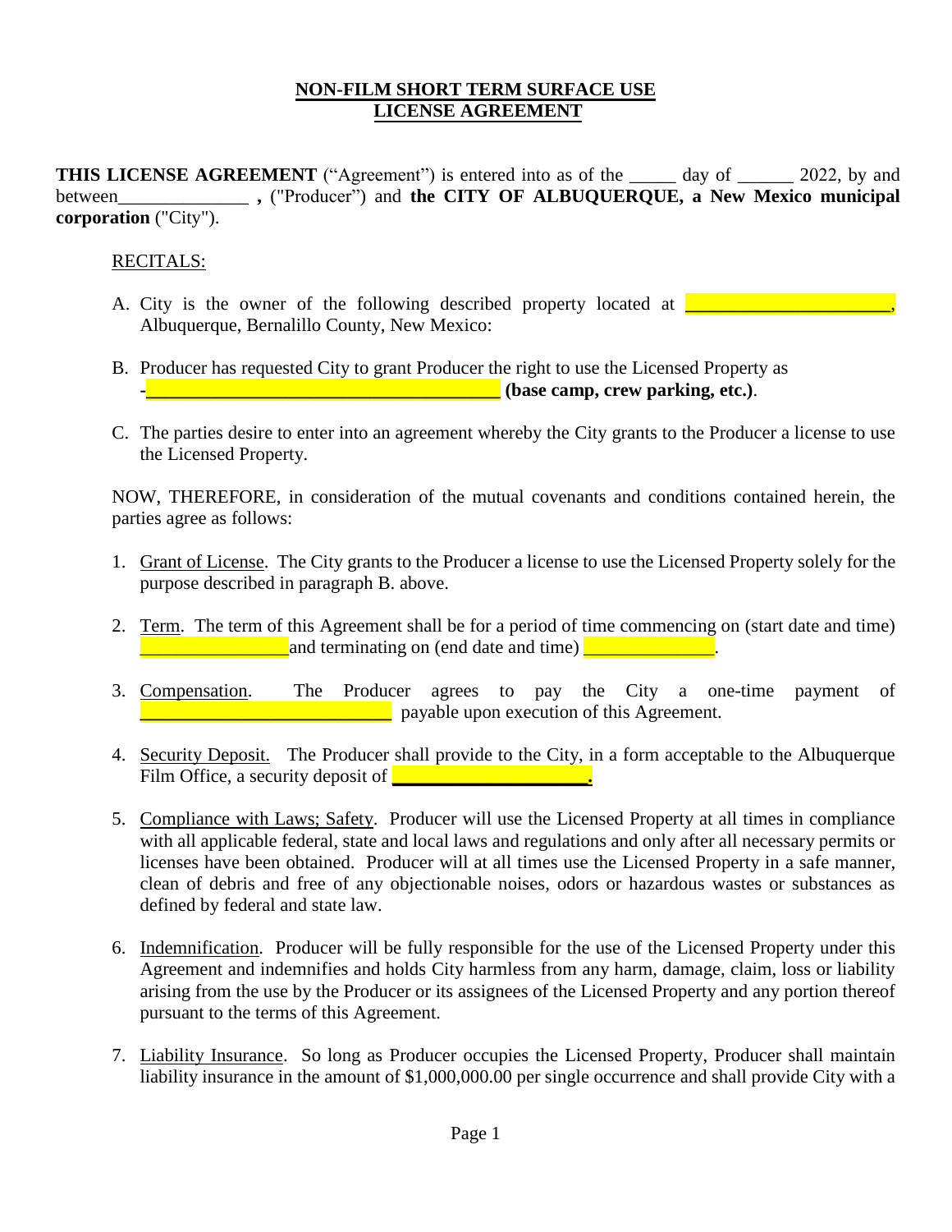# NON-FILM SHORT TERM SURFACE USE LICENSE AGREEMENT

**THIS LICENSE AGREEMENT** ("Agreement") is entered into as of the _____ day of ______ 2022, by and between______________ **,** ("Producer") and **the CITY OF ALBUQUERQUE, a New Mexico municipal corporation** ("City").

RECITALS:

A. City is the owner of the following described property located at **______________________**, Albuquerque, Bernalillo County, New Mexico:

B. Producer has requested City to grant Producer the right to use the Licensed Property as -**______________________________________ (base camp, crew parking, etc.)**.

C. The parties desire to enter into an agreement whereby the City grants to the Producer a license to use the Licensed Property.

NOW, THEREFORE, in consideration of the mutual covenants and conditions contained herein, the parties agree as follows:

1. Grant of License. The City grants to the Producer a license to use the Licensed Property solely for the purpose described in paragraph B. above.

2. Term. The term of this Agreement shall be for a period of time commencing on (start date and time) ________________and terminating on (end date and time) ______________.

3. Compensation. The Producer agrees to pay the City a one-time payment of ___________________________ payable upon execution of this Agreement.

4. Security Deposit. The Producer shall provide to the City, in a form acceptable to the Albuquerque Film Office, a security deposit of **_____________________.**

5. Compliance with Laws; Safety. Producer will use the Licensed Property at all times in compliance with all applicable federal, state and local laws and regulations and only after all necessary permits or licenses have been obtained. Producer will at all times use the Licensed Property in a safe manner, clean of debris and free of any objectionable noises, odors or hazardous wastes or substances as defined by federal and state law.

6. Indemnification. Producer will be fully responsible for the use of the Licensed Property under this Agreement and indemnifies and holds City harmless from any harm, damage, claim, loss or liability arising from the use by the Producer or its assignees of the Licensed Property and any portion thereof pursuant to the terms of this Agreement.

7. Liability Insurance. So long as Producer occupies the Licensed Property, Producer shall maintain liability insurance in the amount of $1,000,000.00 per single occurrence and shall provide City with a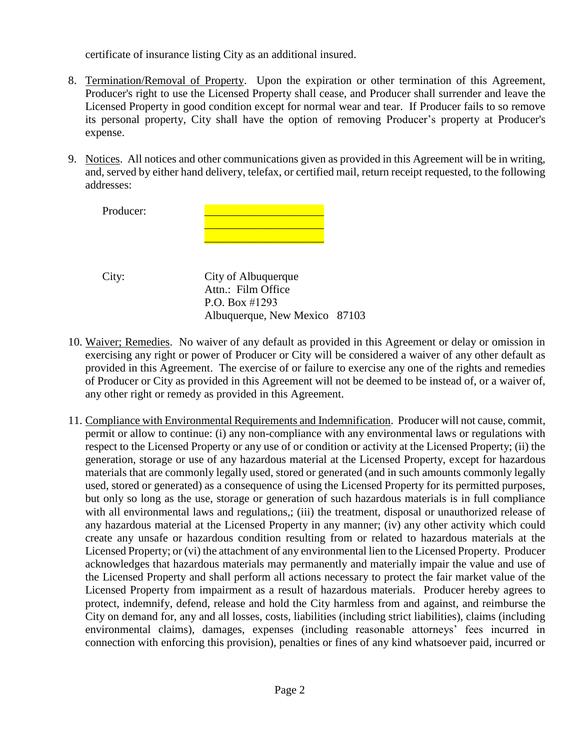certificate of insurance listing City as an additional insured.

8. Termination/Removal of Property. Upon the expiration or other termination of this Agreement, Producer's right to use the Licensed Property shall cease, and Producer shall surrender and leave the Licensed Property in good condition except for normal wear and tear. If Producer fails to so remove its personal property, City shall have the option of removing Producer's property at Producer's expense.

9. Notices. All notices and other communications given as provided in this Agreement will be in writing, and, served by either hand delivery, telefax, or certified mail, return receipt requested, to the following addresses:

   Producer: ____________________
   ____________________
   ____________________

   City: City of Albuquerque
   Attn.: Film Office
   P.O. Box #1293
   Albuquerque, New Mexico 87103

10. Waiver; Remedies. No waiver of any default as provided in this Agreement or delay or omission in exercising any right or power of Producer or City will be considered a waiver of any other default as provided in this Agreement. The exercise of or failure to exercise any one of the rights and remedies of Producer or City as provided in this Agreement will not be deemed to be instead of, or a waiver of, any other right or remedy as provided in this Agreement.

11. Compliance with Environmental Requirements and Indemnification. Producer will not cause, commit, permit or allow to continue: (i) any non-compliance with any environmental laws or regulations with respect to the Licensed Property or any use of or condition or activity at the Licensed Property; (ii) the generation, storage or use of any hazardous material at the Licensed Property, except for hazardous materials that are commonly legally used, stored or generated (and in such amounts commonly legally used, stored or generated) as a consequence of using the Licensed Property for its permitted purposes, but only so long as the use, storage or generation of such hazardous materials is in full compliance with all environmental laws and regulations,; (iii) the treatment, disposal or unauthorized release of any hazardous material at the Licensed Property in any manner; (iv) any other activity which could create any unsafe or hazardous condition resulting from or related to hazardous materials at the Licensed Property; or (vi) the attachment of any environmental lien to the Licensed Property. Producer acknowledges that hazardous materials may permanently and materially impair the value and use of the Licensed Property and shall perform all actions necessary to protect the fair market value of the Licensed Property from impairment as a result of hazardous materials. Producer hereby agrees to protect, indemnify, defend, release and hold the City harmless from and against, and reimburse the City on demand for, any and all losses, costs, liabilities (including strict liabilities), claims (including environmental claims), damages, expenses (including reasonable attorneys' fees incurred in connection with enforcing this provision), penalties or fines of any kind whatsoever paid, incurred or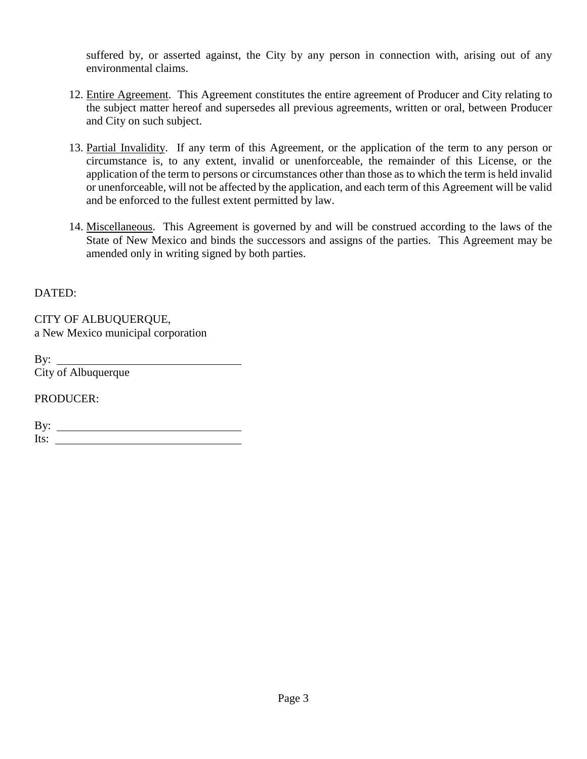suffered by, or asserted against, the City by any person in connection with, arising out of any environmental claims.

12. Entire Agreement. This Agreement constitutes the entire agreement of Producer and City relating to the subject matter hereof and supersedes all previous agreements, written or oral, between Producer and City on such subject.

13. Partial Invalidity. If any term of this Agreement, or the application of the term to any person or circumstance is, to any extent, invalid or unenforceable, the remainder of this License, or the application of the term to persons or circumstances other than those as to which the term is held invalid or unenforceable, will not be affected by the application, and each term of this Agreement will be valid and be enforced to the fullest extent permitted by law.

14. Miscellaneous. This Agreement is governed by and will be construed according to the laws of the State of New Mexico and binds the successors and assigns of the parties. This Agreement may be amended only in writing signed by both parties.

DATED:

CITY OF ALBUQUERQUE,
a New Mexico municipal corporation

By: ________________________________
City of Albuquerque

PRODUCER:

By: ________________________________
Its: ________________________________